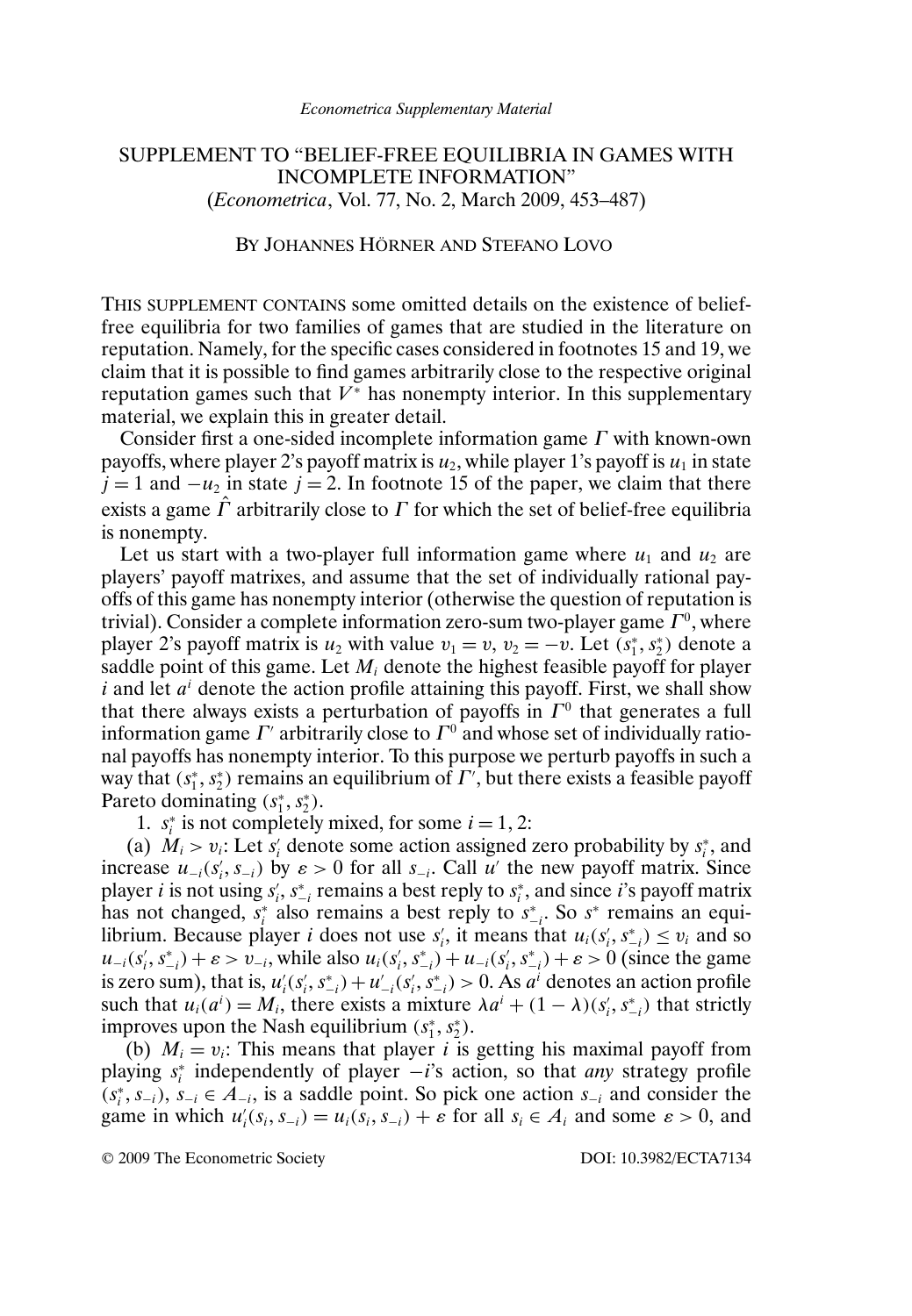# SUPPLEMENT TO "BELIEF-FREE EQUILIBRIA IN GAMES WITH INCOMPLETE INFORMATION"
## (*Econometrica*, Vol. 77, No. 2, March 2009, 453–487)

BY JOHANNES HÖRNER AND STEFANO LOVO

THIS SUPPLEMENT CONTAINS some omitted details on the existence of belief-free equilibria for two families of games that are studied in the literature on reputation. Namely, for the specific cases considered in footnotes 15 and 19, we claim that it is possible to find games arbitrarily close to the respective original reputation games such that $V^*$ has nonempty interior. In this supplementary material, we explain this in greater detail.

Consider first a one-sided incomplete information game $\Gamma$ with known-own payoffs, where player 2's payoff matrix is $u_2$, while player 1's payoff is $u_1$ in state $j = 1$ and $-u_2$ in state $j = 2$. In footnote 15 of the paper, we claim that there exists a game $\hat{\Gamma}$ arbitrarily close to $\Gamma$ for which the set of belief-free equilibria is nonempty.

Let us start with a two-player full information game where $u_1$ and $u_2$ are players' payoff matrixes, and assume that the set of individually rational payoffs of this game has nonempty interior (otherwise the question of reputation is trivial). Consider a complete information zero-sum two-player game $\Gamma^0$, where player 2's payoff matrix is $u_2$ with value $v_1 = v$, $v_2 = -v$. Let $(s_1^*, s_2^*)$ denote a saddle point of this game. Let $M_i$ denote the highest feasible payoff for player $i$ and let $a^i$ denote the action profile attaining this payoff. First, we shall show that there always exists a perturbation of payoffs in $\Gamma^0$ that generates a full information game $\Gamma'$ arbitrarily close to $\Gamma^0$ and whose set of individually rational payoffs has nonempty interior. To this purpose we perturb payoffs in such a way that $(s_1^*, s_2^*)$ remains an equilibrium of $\Gamma'$, but there exists a feasible payoff Pareto dominating $(s_1^*, s_2^*)$.

1. $s_i^*$ is not completely mixed, for some $i = 1, 2$:

(a) $M_i > v_i$: Let $s_i'$ denote some action assigned zero probability by $s_i^*$, and increase $u_{-i}(s_i', s_{-i})$ by $\varepsilon > 0$ for all $s_{-i}$. Call $u'$ the new payoff matrix. Since player $i$ is not using $s_i'$, $s_{-i}^*$ remains a best reply to $s_i^*$, and since $i$'s payoff matrix has not changed, $s_i^*$ also remains a best reply to $s_{-i}^*$. So $s^*$ remains an equilibrium. Because player $i$ does not use $s_i'$, it means that $u_i(s_i', s_{-i}^*) \leq v_i$ and so $u_{-i}(s_i', s_{-i}^*) + \varepsilon > v_{-i}$, while also $u_i(s_i', s_{-i}^*) + u_{-i}(s_i', s_{-i}^*) + \varepsilon > 0$ (since the game is zero sum), that is, $u_i'(s_i', s_{-i}^*) + u_{-i}'(s_i', s_{-i}^*) > 0$. As $a^i$ denotes an action profile such that $u_i(a^i) = M_i$, there exists a mixture $\lambda a^i + (1 - \lambda)(s_i', s_{-i}^*)$ that strictly improves upon the Nash equilibrium $(s_1^*, s_2^*)$.

(b) $M_i = v_i$: This means that player $i$ is getting his maximal payoff from playing $s_i^*$ independently of player $-i$'s action, so that *any* strategy profile $(s_i^*, s_{-i})$, $s_{-i} \in A_{-i}$, is a saddle point. So pick one action $s_{-i}$ and consider the game in which $u_i'(s_i, s_{-i}) = u_i(s_i, s_{-i}) + \varepsilon$ for all $s_i \in A_i$ and some $\varepsilon > 0$, and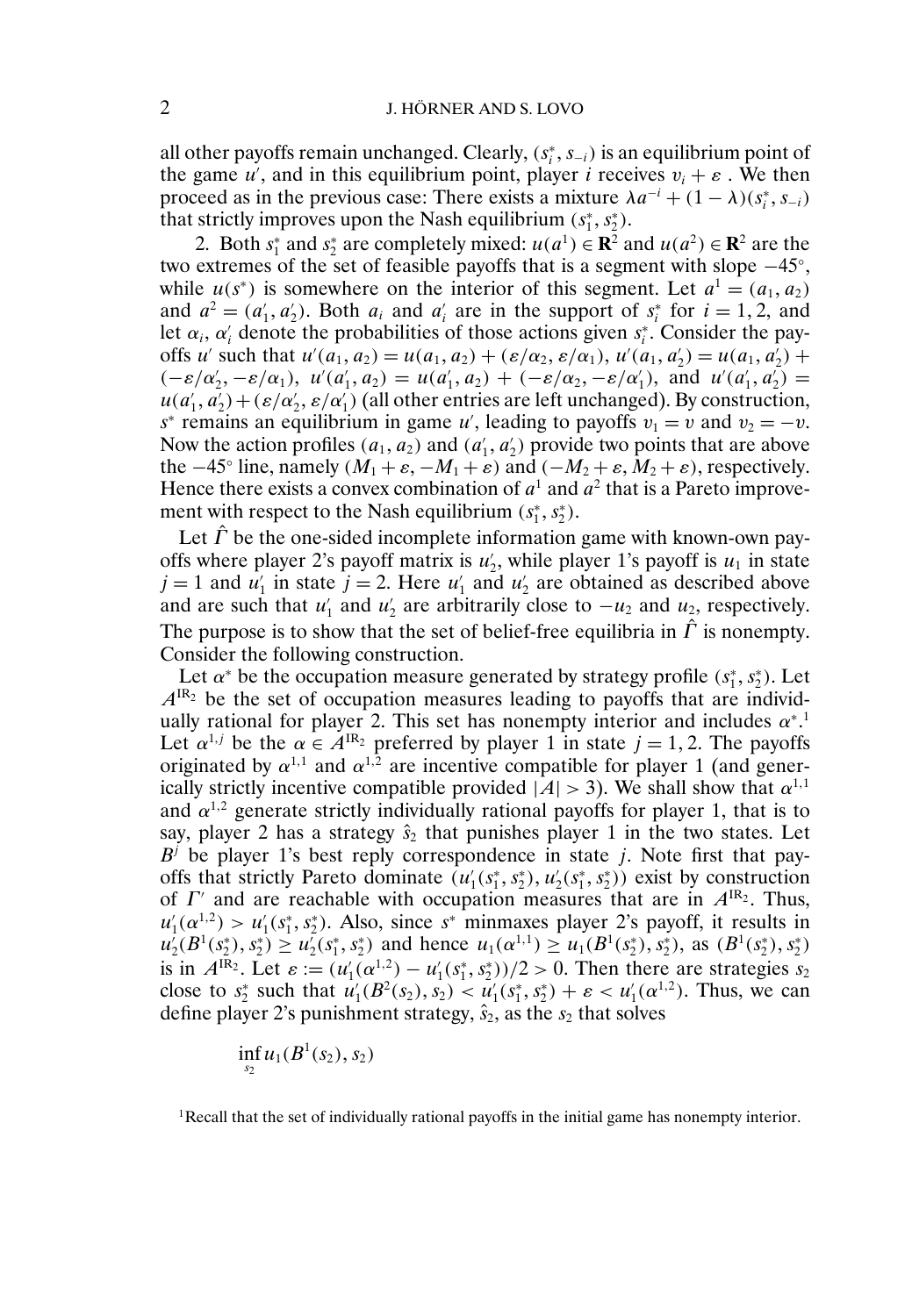all other payoffs remain unchanged. Clearly, $(s_i^*, s_{-i})$ is an equilibrium point of the game $u'$, and in this equilibrium point, player $i$ receives $v_i + \varepsilon$ . We then proceed as in the previous case: There exists a mixture $\lambda a^{-i} + (1-\lambda)(s_i^*, s_{-i})$ that strictly improves upon the Nash equilibrium $(s_1^*, s_2^*)$.

2. Both $s_1^*$ and $s_2^*$ are completely mixed: $u(a^1) \in \mathbf{R}^2$ and $u(a^2) \in \mathbf{R}^2$ are the two extremes of the set of feasible payoffs that is a segment with slope $-45^\circ$, while $u(s^*)$ is somewhere on the interior of this segment. Let $a^1 = (a_1, a_2)$ and $a^2 = (a_1', a_2')$. Both $a_i$ and $a_i'$ are in the support of $s_i^*$ for $i = 1, 2$, and let $\alpha_i$, $\alpha_i'$ denote the probabilities of those actions given $s_i^*$. Consider the payoffs $u'$ such that $u'(a_1, a_2) = u(a_1, a_2) + (\varepsilon/\alpha_2, \varepsilon/\alpha_1)$, $u'(a_1, a_2') = u(a_1, a_2') + (-\varepsilon/\alpha_2', -\varepsilon/\alpha_1)$, $u'(a_1', a_2) = u(a_1', a_2) + (-\varepsilon/\alpha_2, -\varepsilon/\alpha_1')$, and $u'(a_1', a_2') = u(a_1', a_2') + (\varepsilon/\alpha_2', \varepsilon/\alpha_1')$ (all other entries are left unchanged). By construction, $s^*$ remains an equilibrium in game $u'$, leading to payoffs $v_1 = v$ and $v_2 = -v$. Now the action profiles $(a_1, a_2)$ and $(a_1', a_2')$ provide two points that are above the $-45^\circ$ line, namely $(M_1 + \varepsilon, -M_1 + \varepsilon)$ and $(-M_2 + \varepsilon, M_2 + \varepsilon)$, respectively. Hence there exists a convex combination of $a^1$ and $a^2$ that is a Pareto improvement with respect to the Nash equilibrium $(s_1^*, s_2^*)$.

Let $\hat{\Gamma}$ be the one-sided incomplete information game with known-own payoffs where player 2's payoff matrix is $u_2'$, while player 1's payoff is $u_1$ in state $j = 1$ and $u_1'$ in state $j = 2$. Here $u_1'$ and $u_2'$ are obtained as described above and are such that $u_1'$ and $u_2'$ are arbitrarily close to $-u_2$ and $u_2$, respectively. The purpose is to show that the set of belief-free equilibria in $\hat{\Gamma}$ is nonempty. Consider the following construction.

Let $\alpha^*$ be the occupation measure generated by strategy profile $(s_1^*, s_2^*)$. Let $A^{\mathrm{IR}_2}$ be the set of occupation measures leading to payoffs that are individually rational for player 2. This set has nonempty interior and includes $\alpha^*$.[1] Let $\alpha^{1,j}$ be the $\alpha \in A^{\mathrm{IR}_2}$ preferred by player 1 in state $j = 1, 2$. The payoffs originated by $\alpha^{1,1}$ and $\alpha^{1,2}$ are incentive compatible for player 1 (and generically strictly incentive compatible provided $|A| > 3$). We shall show that $\alpha^{1,1}$ and $\alpha^{1,2}$ generate strictly individually rational payoffs for player 1, that is to say, player 2 has a strategy $\hat{s}_2$ that punishes player 1 in the two states. Let $B^j$ be player 1's best reply correspondence in state $j$. Note first that payoffs that strictly Pareto dominate $(u_1'(s_1^*, s_2^*), u_2'(s_1^*, s_2^*))$ exist by construction of $\Gamma'$ and are reachable with occupation measures that are in $A^{\mathrm{IR}_2}$. Thus, $u_1'(\alpha^{1,2}) > u_1'(s_1^*, s_2^*)$. Also, since $s^*$ minmaxes player 2's payoff, it results in $u_2'(B^1(s_2^*), s_2^*) \geq u_2'(s_1^*, s_2^*)$ and hence $u_1(\alpha^{1,1}) \geq u_1(B^1(s_2^*), s_2^*)$, as $(B^1(s_2^*), s_2^*)$ is in $A^{\mathrm{IR}_2}$. Let $\varepsilon := (u_1'(\alpha^{1,2}) - u_1'(s_1^*, s_2^*))/2 > 0$. Then there are strategies $s_2$ close to $s_2^*$ such that $u_1'(B^2(s_2), s_2) < u_1'(s_1^*, s_2^*) + \varepsilon < u_1'(\alpha^{1,2})$. Thus, we can define player 2's punishment strategy, $\hat{s}_2$, as the $s_2$ that solves

$$\inf_{s_2} u_1(B^1(s_2), s_2)$$

[1] Recall that the set of individually rational payoffs in the initial game has nonempty interior.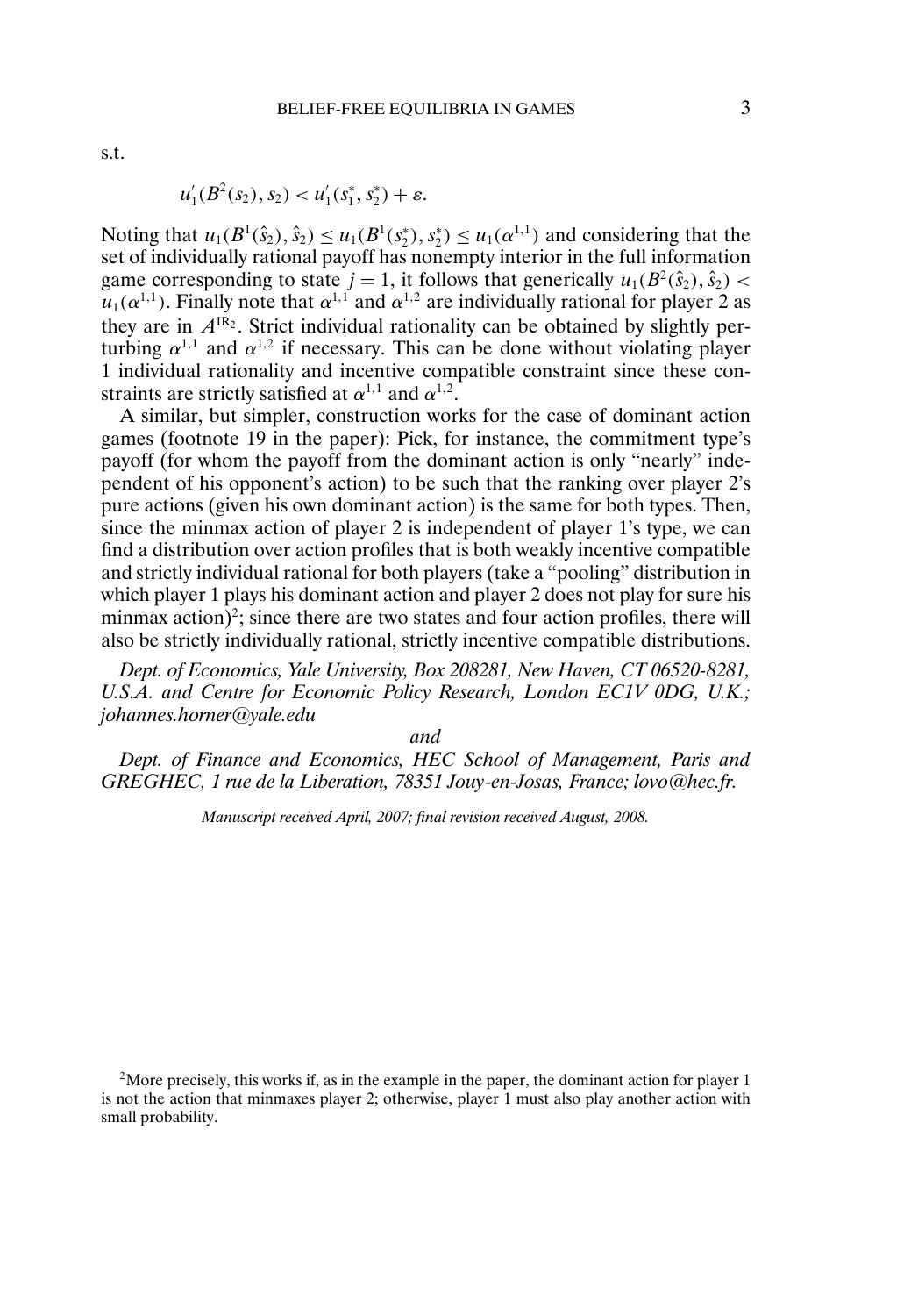s.t.

$$u_1'(B^2(s_2), s_2) < u_1'(s_1^*, s_2^*) + \varepsilon.$$

Noting that $u_1(B^1(\hat{s}_2), \hat{s}_2) \leq u_1(B^1(s_2^*), s_2^*) \leq u_1(\alpha^{1,1})$ and considering that the set of individually rational payoff has nonempty interior in the full information game corresponding to state $j = 1$, it follows that generically $u_1(B^2(\hat{s}_2), \hat{s}_2) < u_1(\alpha^{1,1})$. Finally note that $\alpha^{1,1}$ and $\alpha^{1,2}$ are individually rational for player 2 as they are in $A^{\text{IR}_2}$. Strict individual rationality can be obtained by slightly perturbing $\alpha^{1,1}$ and $\alpha^{1,2}$ if necessary. This can be done without violating player 1 individual rationality and incentive compatible constraint since these constraints are strictly satisfied at $\alpha^{1,1}$ and $\alpha^{1,2}$.

A similar, but simpler, construction works for the case of dominant action games (footnote 19 in the paper): Pick, for instance, the commitment type's payoff (for whom the payoff from the dominant action is only "nearly" independent of his opponent's action) to be such that the ranking over player 2's pure actions (given his own dominant action) is the same for both types. Then, since the minmax action of player 2 is independent of player 1's type, we can find a distribution over action profiles that is both weakly incentive compatible and strictly individual rational for both players (take a "pooling" distribution in which player 1 plays his dominant action and player 2 does not play for sure his minmax action)[2]; since there are two states and four action profiles, there will also be strictly individually rational, strictly incentive compatible distributions.

*Dept. of Economics, Yale University, Box 208281, New Haven, CT 06520-8281, U.S.A. and Centre for Economic Policy Research, London EC1V 0DG, U.K.; johannes.horner@yale.edu*

*and*

*Dept. of Finance and Economics, HEC School of Management, Paris and GREGHEC, 1 rue de la Liberation, 78351 Jouy-en-Josas, France; lovo@hec.fr.*

*Manuscript received April, 2007; final revision received August, 2008.*

[2]More precisely, this works if, as in the example in the paper, the dominant action for player 1 is not the action that minmaxes player 2; otherwise, player 1 must also play another action with small probability.